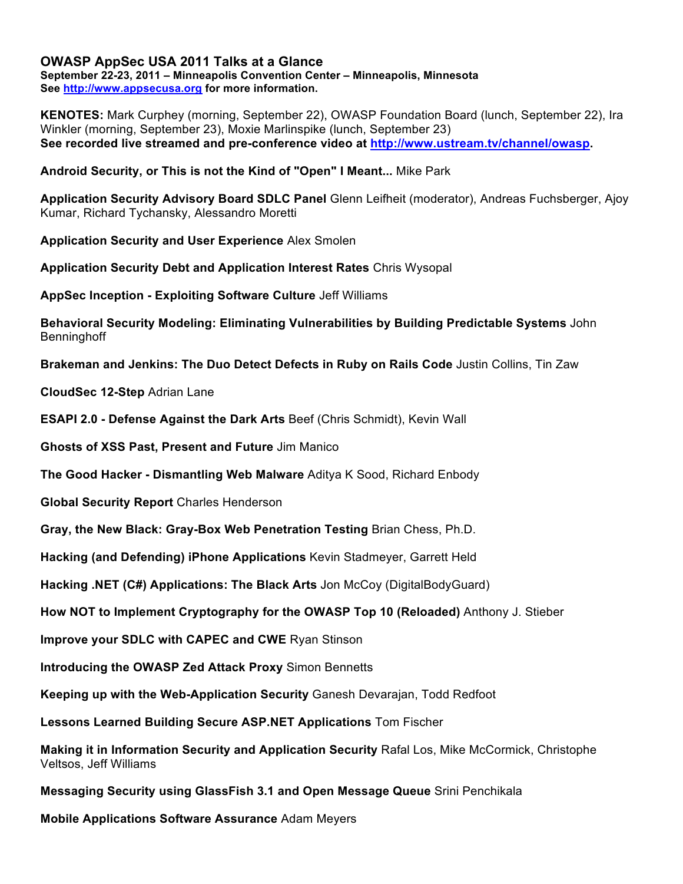# OWASP AppSec USA 2011 Talks at a Glance

**September 22-23, 2011 – Minneapolis Convention Center – Minneapolis, Minnesota**
**See [http://www.appsecusa.org](http://www.appsecusa.org) for more information.**

**KENOTES:** Mark Curphey (morning, September 22), OWASP Foundation Board (lunch, September 22), Ira Winkler (morning, September 23), Moxie Marlinspike (lunch, September 23)
**See recorded live streamed and pre-conference video at [http://www.ustream.tv/channel/owasp](http://www.ustream.tv/channel/owasp).**

**Android Security, or This is not the Kind of "Open" I Meant...** Mike Park

**Application Security Advisory Board SDLC Panel** Glenn Leifheit (moderator), Andreas Fuchsberger, Ajoy Kumar, Richard Tychansky, Alessandro Moretti

**Application Security and User Experience** Alex Smolen

**Application Security Debt and Application Interest Rates** Chris Wysopal

**AppSec Inception - Exploiting Software Culture** Jeff Williams

**Behavioral Security Modeling: Eliminating Vulnerabilities by Building Predictable Systems** John Benninghoff

**Brakeman and Jenkins: The Duo Detect Defects in Ruby on Rails Code** Justin Collins, Tin Zaw

**CloudSec 12-Step** Adrian Lane

**ESAPI 2.0 - Defense Against the Dark Arts** Beef (Chris Schmidt), Kevin Wall

**Ghosts of XSS Past, Present and Future** Jim Manico

**The Good Hacker - Dismantling Web Malware** Aditya K Sood, Richard Enbody

**Global Security Report** Charles Henderson

**Gray, the New Black: Gray-Box Web Penetration Testing** Brian Chess, Ph.D.

**Hacking (and Defending) iPhone Applications** Kevin Stadmeyer, Garrett Held

**Hacking .NET (C#) Applications: The Black Arts** Jon McCoy (DigitalBodyGuard)

**How NOT to Implement Cryptography for the OWASP Top 10 (Reloaded)** Anthony J. Stieber

**Improve your SDLC with CAPEC and CWE** Ryan Stinson

**Introducing the OWASP Zed Attack Proxy** Simon Bennetts

**Keeping up with the Web-Application Security** Ganesh Devarajan, Todd Redfoot

**Lessons Learned Building Secure ASP.NET Applications** Tom Fischer

**Making it in Information Security and Application Security** Rafal Los, Mike McCormick, Christophe Veltsos, Jeff Williams

**Messaging Security using GlassFish 3.1 and Open Message Queue** Srini Penchikala

**Mobile Applications Software Assurance** Adam Meyers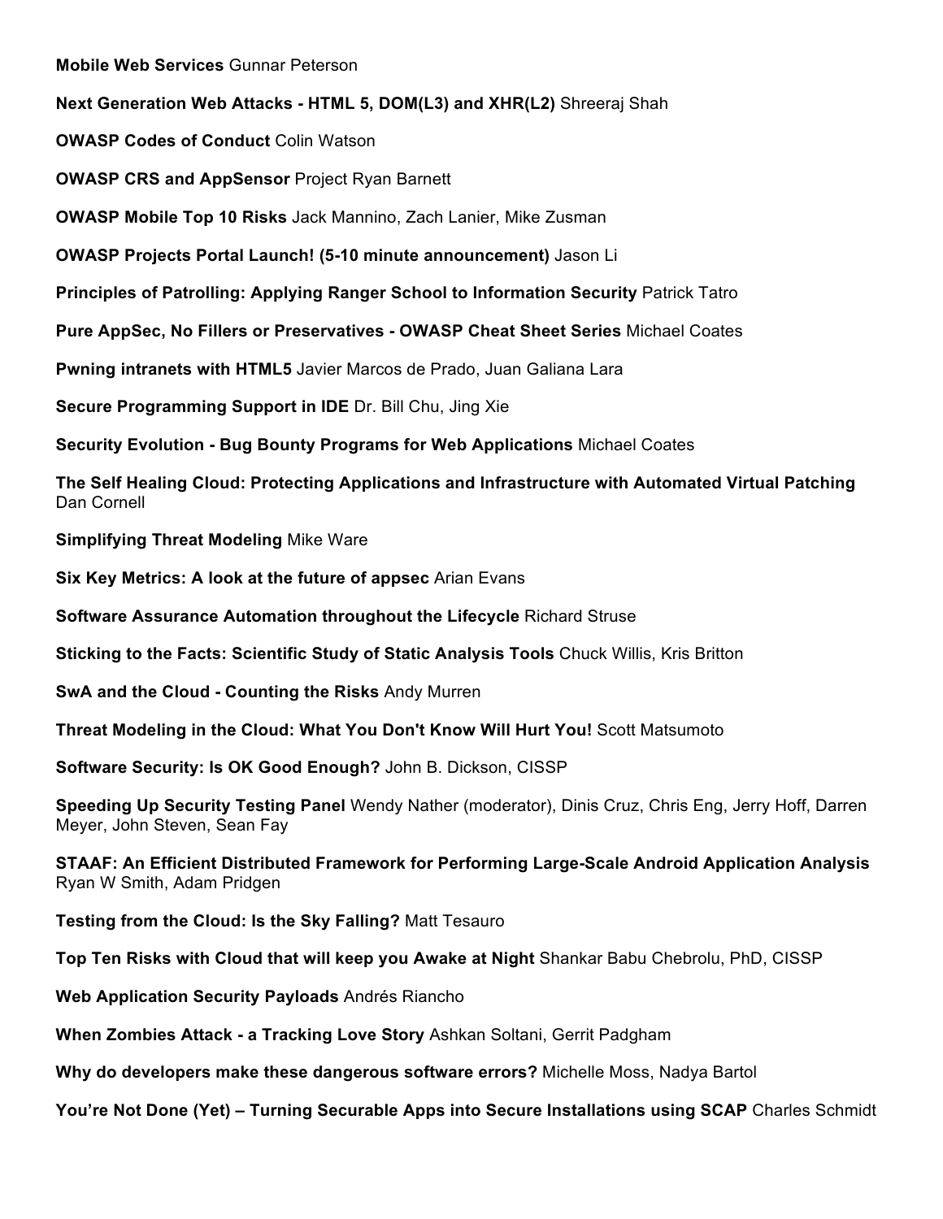**Mobile Web Services** Gunnar Peterson

**Next Generation Web Attacks - HTML 5, DOM(L3) and XHR(L2)** Shreeraj Shah

**OWASP Codes of Conduct** Colin Watson

**OWASP CRS and AppSensor** Project Ryan Barnett

**OWASP Mobile Top 10 Risks** Jack Mannino, Zach Lanier, Mike Zusman

**OWASP Projects Portal Launch! (5-10 minute announcement)** Jason Li

**Principles of Patrolling: Applying Ranger School to Information Security** Patrick Tatro

**Pure AppSec, No Fillers or Preservatives - OWASP Cheat Sheet Series** Michael Coates

**Pwning intranets with HTML5** Javier Marcos de Prado, Juan Galiana Lara

**Secure Programming Support in IDE** Dr. Bill Chu, Jing Xie

**Security Evolution - Bug Bounty Programs for Web Applications** Michael Coates

**The Self Healing Cloud: Protecting Applications and Infrastructure with Automated Virtual Patching** Dan Cornell

**Simplifying Threat Modeling** Mike Ware

**Six Key Metrics: A look at the future of appsec** Arian Evans

**Software Assurance Automation throughout the Lifecycle** Richard Struse

**Sticking to the Facts: Scientific Study of Static Analysis Tools** Chuck Willis, Kris Britton

**SwA and the Cloud - Counting the Risks** Andy Murren

**Threat Modeling in the Cloud: What You Don't Know Will Hurt You!** Scott Matsumoto

**Software Security: Is OK Good Enough?** John B. Dickson, CISSP

**Speeding Up Security Testing Panel** Wendy Nather (moderator), Dinis Cruz, Chris Eng, Jerry Hoff, Darren Meyer, John Steven, Sean Fay

**STAAF: An Efficient Distributed Framework for Performing Large-Scale Android Application Analysis** Ryan W Smith, Adam Pridgen

**Testing from the Cloud: Is the Sky Falling?** Matt Tesauro

**Top Ten Risks with Cloud that will keep you Awake at Night** Shankar Babu Chebrolu, PhD, CISSP

**Web Application Security Payloads** Andrés Riancho

**When Zombies Attack - a Tracking Love Story** Ashkan Soltani, Gerrit Padgham

**Why do developers make these dangerous software errors?** Michelle Moss, Nadya Bartol

**You're Not Done (Yet) – Turning Securable Apps into Secure Installations using SCAP** Charles Schmidt